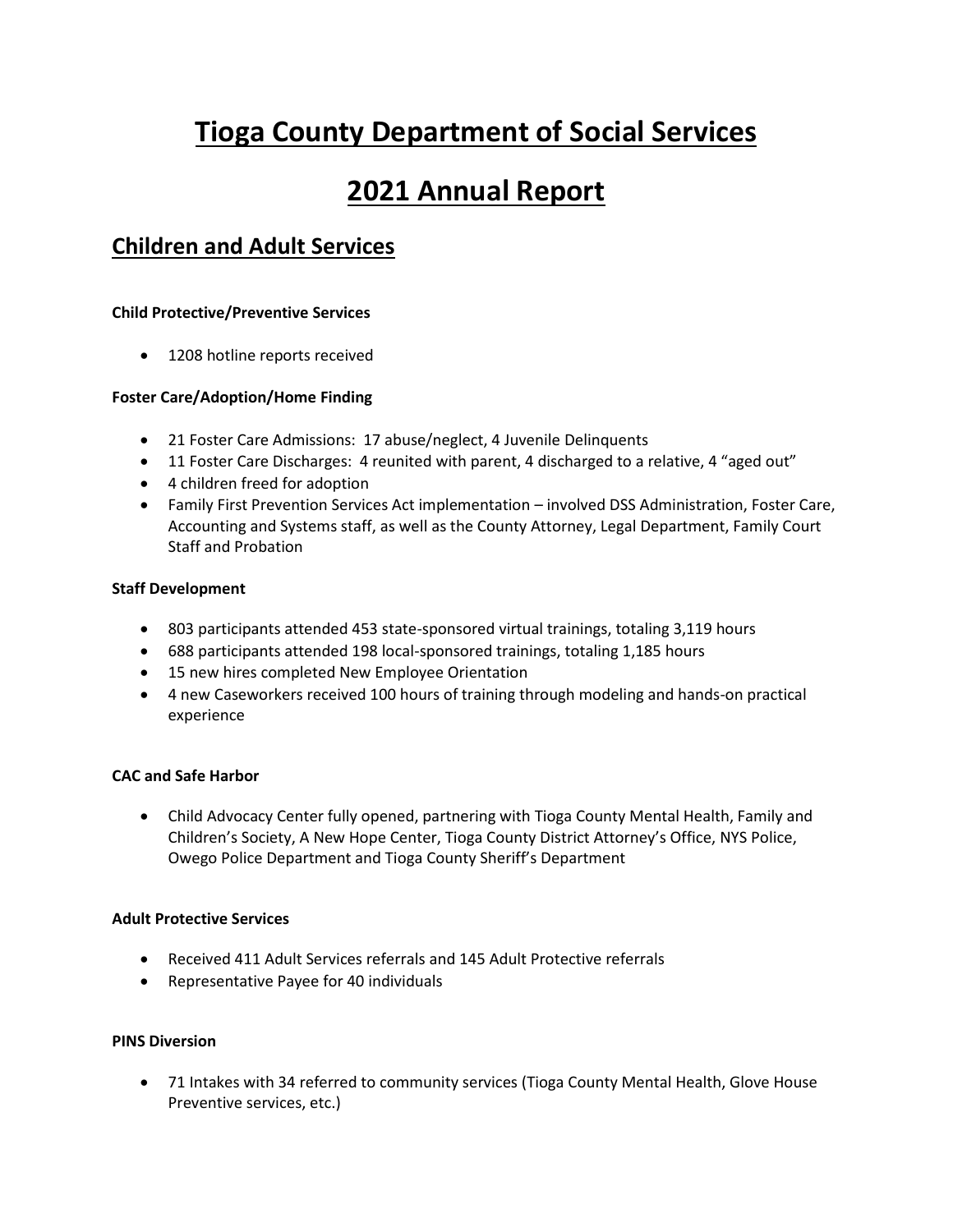# Tioga County Department of Social Services

# 2021 Annual Report

## Children and Adult Services

#### Child Protective/Preventive Services

- 1208 hotline reports received

#### Foster Care/Adoption/Home Finding

- 21 Foster Care Admissions: 17 abuse/neglect, 4 Juvenile Delinquents
- 11 Foster Care Discharges: 4 reunited with parent, 4 discharged to a relative, 4 "aged out"
- 4 children freed for adoption
- Family First Prevention Services Act implementation – involved DSS Administration, Foster Care, Accounting and Systems staff, as well as the County Attorney, Legal Department, Family Court Staff and Probation

#### Staff Development

- 803 participants attended 453 state-sponsored virtual trainings, totaling 3,119 hours
- 688 participants attended 198 local-sponsored trainings, totaling 1,185 hours
- 15 new hires completed New Employee Orientation
- 4 new Caseworkers received 100 hours of training through modeling and hands-on practical experience

#### CAC and Safe Harbor

- Child Advocacy Center fully opened, partnering with Tioga County Mental Health, Family and Children's Society, A New Hope Center, Tioga County District Attorney's Office, NYS Police, Owego Police Department and Tioga County Sheriff's Department

#### Adult Protective Services

- Received 411 Adult Services referrals and 145 Adult Protective referrals
- Representative Payee for 40 individuals

#### PINS Diversion

- 71 Intakes with 34 referred to community services (Tioga County Mental Health, Glove House Preventive services, etc.)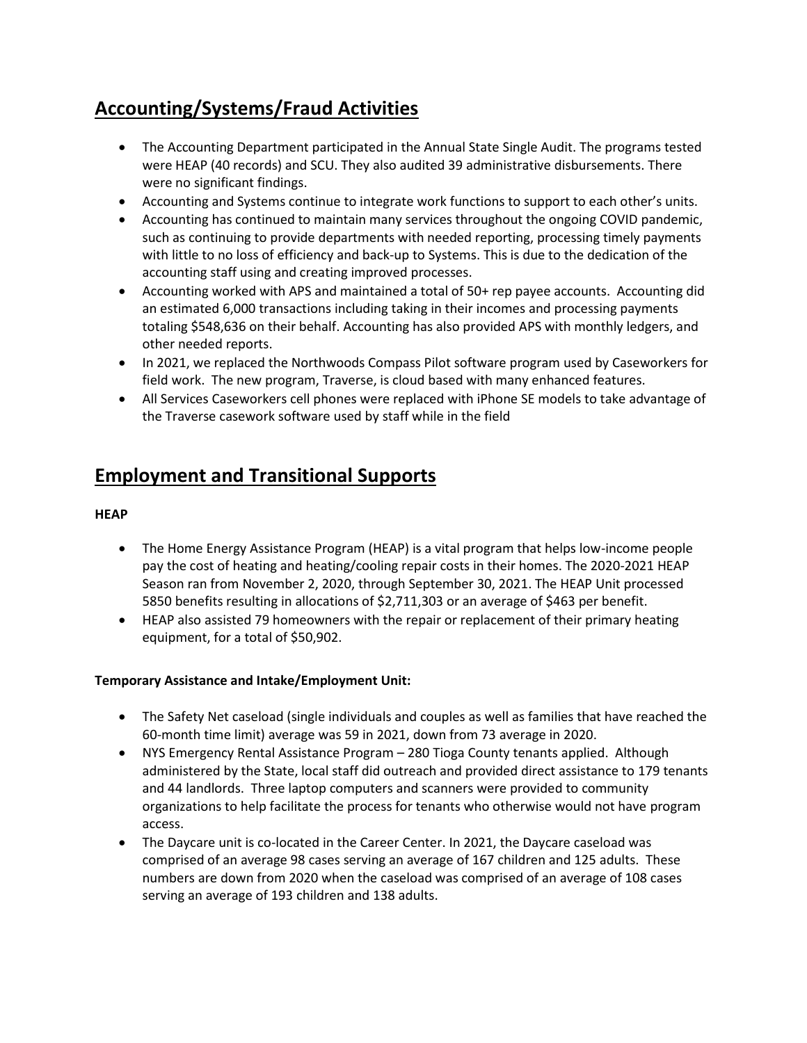## Accounting/Systems/Fraud Activities

- The Accounting Department participated in the Annual State Single Audit. The programs tested were HEAP (40 records) and SCU. They also audited 39 administrative disbursements. There were no significant findings.
- Accounting and Systems continue to integrate work functions to support to each other's units.
- Accounting has continued to maintain many services throughout the ongoing COVID pandemic, such as continuing to provide departments with needed reporting, processing timely payments with little to no loss of efficiency and back-up to Systems. This is due to the dedication of the accounting staff using and creating improved processes.
- Accounting worked with APS and maintained a total of 50+ rep payee accounts. Accounting did an estimated 6,000 transactions including taking in their incomes and processing payments totaling $548,636 on their behalf. Accounting has also provided APS with monthly ledgers, and other needed reports.
- In 2021, we replaced the Northwoods Compass Pilot software program used by Caseworkers for field work. The new program, Traverse, is cloud based with many enhanced features.
- All Services Caseworkers cell phones were replaced with iPhone SE models to take advantage of the Traverse casework software used by staff while in the field

## Employment and Transitional Supports

**HEAP**

- The Home Energy Assistance Program (HEAP) is a vital program that helps low-income people pay the cost of heating and heating/cooling repair costs in their homes. The 2020-2021 HEAP Season ran from November 2, 2020, through September 30, 2021. The HEAP Unit processed 5850 benefits resulting in allocations of $2,711,303 or an average of $463 per benefit.
- HEAP also assisted 79 homeowners with the repair or replacement of their primary heating equipment, for a total of $50,902.

**Temporary Assistance and Intake/Employment Unit:**

- The Safety Net caseload (single individuals and couples as well as families that have reached the 60-month time limit) average was 59 in 2021, down from 73 average in 2020.
- NYS Emergency Rental Assistance Program – 280 Tioga County tenants applied. Although administered by the State, local staff did outreach and provided direct assistance to 179 tenants and 44 landlords. Three laptop computers and scanners were provided to community organizations to help facilitate the process for tenants who otherwise would not have program access.
- The Daycare unit is co-located in the Career Center. In 2021, the Daycare caseload was comprised of an average 98 cases serving an average of 167 children and 125 adults. These numbers are down from 2020 when the caseload was comprised of an average of 108 cases serving an average of 193 children and 138 adults.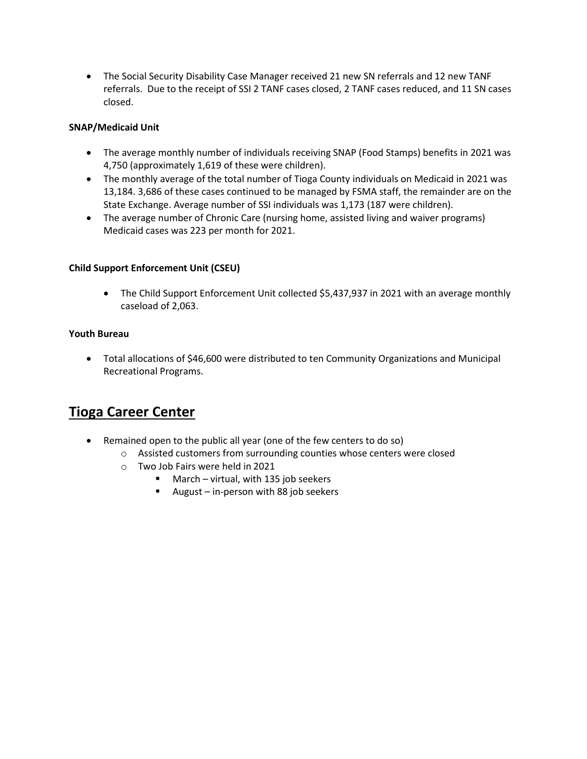- The Social Security Disability Case Manager received 21 new SN referrals and 12 new TANF referrals. Due to the receipt of SSI 2 TANF cases closed, 2 TANF cases reduced, and 11 SN cases closed.

**SNAP/Medicaid Unit**

- The average monthly number of individuals receiving SNAP (Food Stamps) benefits in 2021 was 4,750 (approximately 1,619 of these were children).
- The monthly average of the total number of Tioga County individuals on Medicaid in 2021 was 13,184. 3,686 of these cases continued to be managed by FSMA staff, the remainder are on the State Exchange. Average number of SSI individuals was 1,173 (187 were children).
- The average number of Chronic Care (nursing home, assisted living and waiver programs) Medicaid cases was 223 per month for 2021.

**Child Support Enforcement Unit (CSEU)**

- The Child Support Enforcement Unit collected $5,437,937 in 2021 with an average monthly caseload of 2,063.

**Youth Bureau**

- Total allocations of $46,600 were distributed to ten Community Organizations and Municipal Recreational Programs.

## Tioga Career Center

- Remained open to the public all year (one of the few centers to do so)
  - Assisted customers from surrounding counties whose centers were closed
  - Two Job Fairs were held in 2021
    - March – virtual, with 135 job seekers
    - August – in-person with 88 job seekers